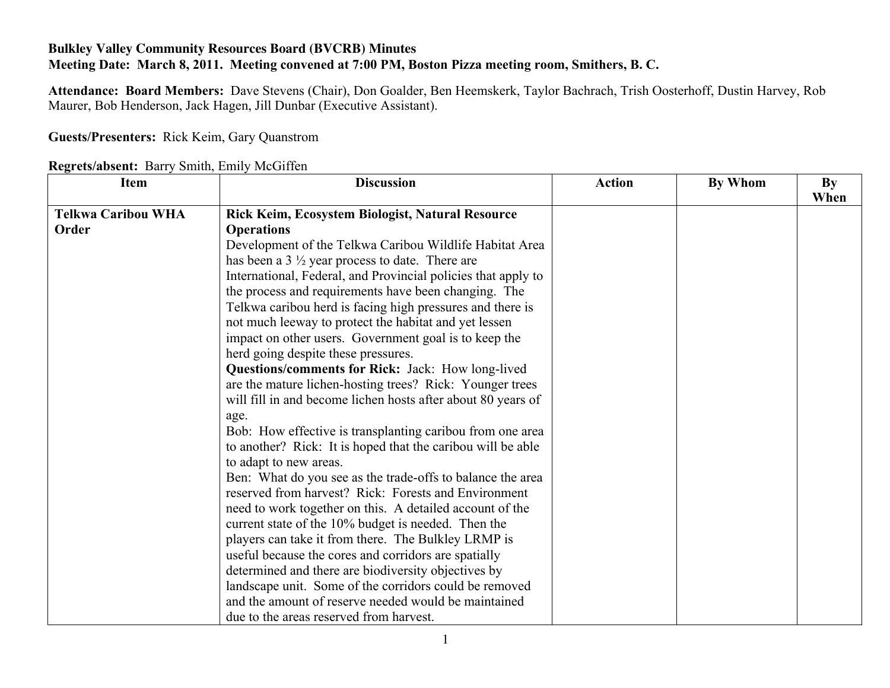**Bulkley Valley Community Resources Board (BVCRB) Minutes**
**Meeting Date: March 8, 2011. Meeting convened at 7:00 PM, Boston Pizza meeting room, Smithers, B. C.**

**Attendance: Board Members:** Dave Stevens (Chair), Don Goalder, Ben Heemskerk, Taylor Bachrach, Trish Oosterhoff, Dustin Harvey, Rob Maurer, Bob Henderson, Jack Hagen, Jill Dunbar (Executive Assistant).

**Guests/Presenters:** Rick Keim, Gary Quanstrom

**Regrets/absent:** Barry Smith, Emily McGiffen

| Item | Discussion | Action | By Whom | By When |
|---|---|---|---|---|
| **Telkwa Caribou WHA Order** | **Rick Keim, Ecosystem Biologist, Natural Resource Operations**<br>Development of the Telkwa Caribou Wildlife Habitat Area has been a 3 ½ year process to date. There are International, Federal, and Provincial policies that apply to the process and requirements have been changing. The Telkwa caribou herd is facing high pressures and there is not much leeway to protect the habitat and yet lessen impact on other users. Government goal is to keep the herd going despite these pressures.<br>**Questions/comments for Rick:** Jack: How long-lived are the mature lichen-hosting trees? Rick: Younger trees will fill in and become lichen hosts after about 80 years of age.<br>Bob: How effective is transplanting caribou from one area to another? Rick: It is hoped that the caribou will be able to adapt to new areas.<br>Ben: What do you see as the trade-offs to balance the area reserved from harvest? Rick: Forests and Environment need to work together on this. A detailed account of the current state of the 10% budget is needed. Then the players can take it from there. The Bulkley LRMP is useful because the cores and corridors are spatially determined and there are biodiversity objectives by landscape unit. Some of the corridors could be removed and the amount of reserve needed would be maintained due to the areas reserved from harvest. | | | |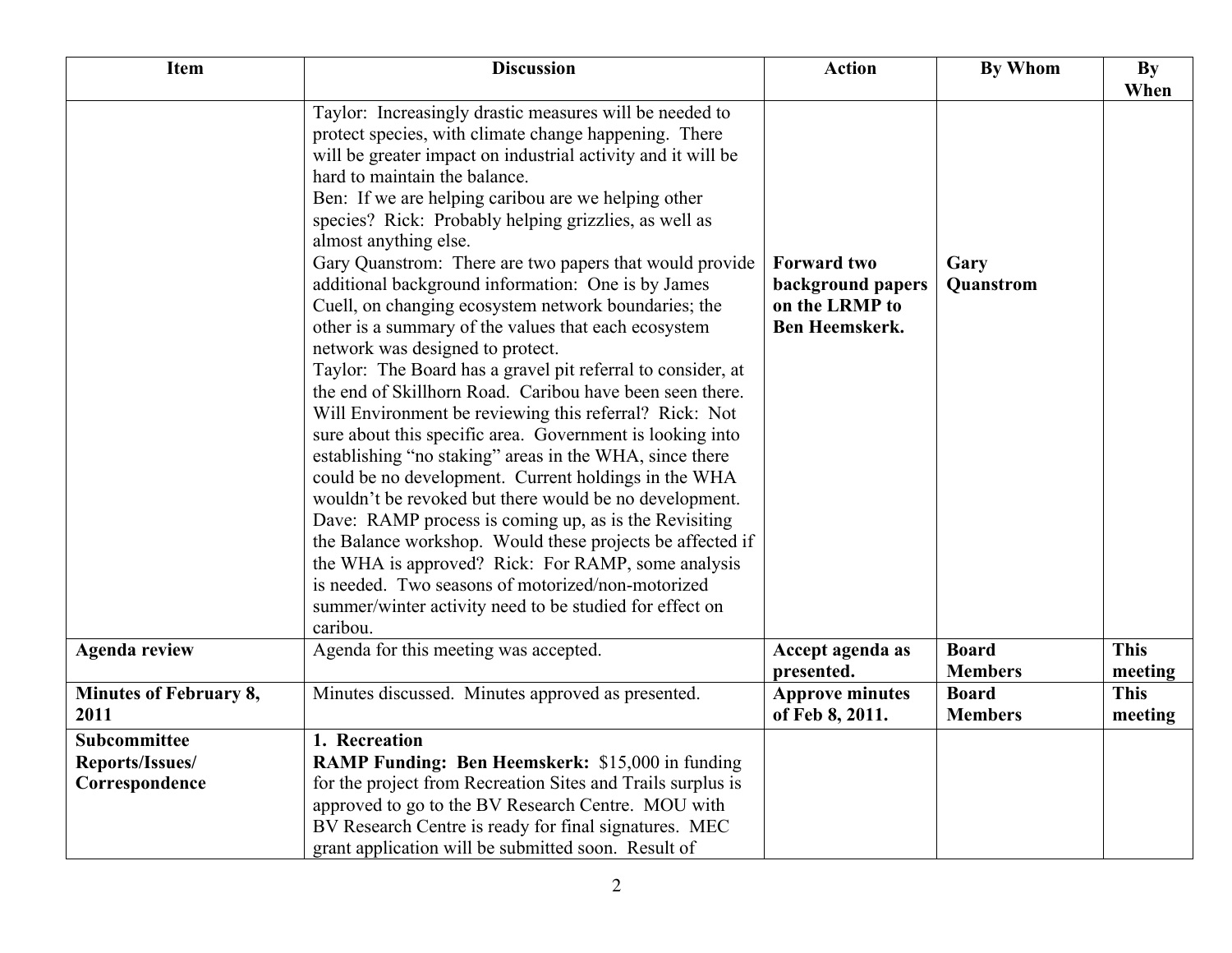| Item | Discussion | Action | By Whom | By When |
|---|---|---|---|---|
| | Taylor: Increasingly drastic measures will be needed to protect species, with climate change happening. There will be greater impact on industrial activity and it will be hard to maintain the balance.<br>Ben: If we are helping caribou are we helping other species? Rick: Probably helping grizzlies, as well as almost anything else.<br>Gary Quanstrom: There are two papers that would provide additional background information: One is by James Cuell, on changing ecosystem network boundaries; the other is a summary of the values that each ecosystem network was designed to protect.<br>Taylor: The Board has a gravel pit referral to consider, at the end of Skillhorn Road. Caribou have been seen there. Will Environment be reviewing this referral? Rick: Not sure about this specific area. Government is looking into establishing "no staking" areas in the WHA, since there could be no development. Current holdings in the WHA wouldn't be revoked but there would be no development.<br>Dave: RAMP process is coming up, as is the Revisiting the Balance workshop. Would these projects be affected if the WHA is approved? Rick: For RAMP, some analysis is needed. Two seasons of motorized/non-motorized summer/winter activity need to be studied for effect on caribou. | **Forward two background papers on the LRMP to Ben Heemskerk.** | **Gary Quanstrom** | |
| **Agenda review** | Agenda for this meeting was accepted. | **Accept agenda as presented.** | **Board Members** | **This meeting** |
| **Minutes of February 8, 2011** | Minutes discussed. Minutes approved as presented. | **Approve minutes of Feb 8, 2011.** | **Board Members** | **This meeting** |
| **Subcommittee Reports/Issues/ Correspondence** | **1. Recreation**<br>**RAMP Funding: Ben Heemskerk:** $15,000 in funding for the project from Recreation Sites and Trails surplus is approved to go to the BV Research Centre. MOU with BV Research Centre is ready for final signatures. MEC grant application will be submitted soon. Result of | | | |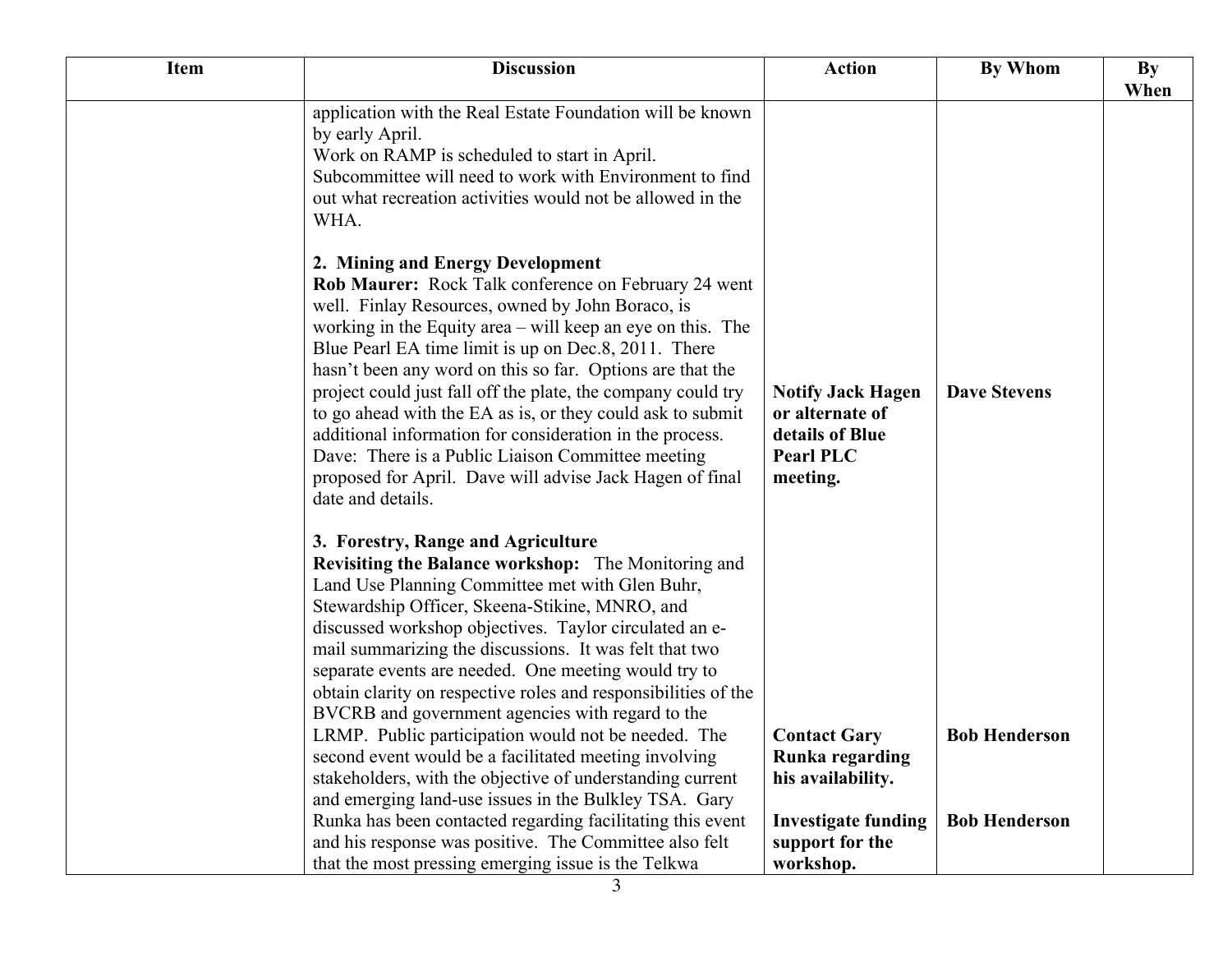| Item | Discussion | Action | By Whom | By When |
|---|---|---|---|---|
| | application with the Real Estate Foundation will be known by early April.<br>Work on RAMP is scheduled to start in April. Subcommittee will need to work with Environment to find out what recreation activities would not be allowed in the WHA. | | | |
| | **2. Mining and Energy Development**<br>**Rob Maurer:** Rock Talk conference on February 24 went well. Finlay Resources, owned by John Boraco, is working in the Equity area – will keep an eye on this. The Blue Pearl EA time limit is up on Dec.8, 2011. There hasn't been any word on this so far. Options are that the project could just fall off the plate, the company could try to go ahead with the EA as is, or they could ask to submit additional information for consideration in the process.<br>Dave: There is a Public Liaison Committee meeting proposed for April. Dave will advise Jack Hagen of final date and details. | **Notify Jack Hagen or alternate of details of Blue Pearl PLC meeting.** | **Dave Stevens** | |
| | **3. Forestry, Range and Agriculture**<br>**Revisiting the Balance workshop:** The Monitoring and Land Use Planning Committee met with Glen Buhr, Stewardship Officer, Skeena-Stikine, MNRO, and discussed workshop objectives. Taylor circulated an e-mail summarizing the discussions. It was felt that two separate events are needed. One meeting would try to obtain clarity on respective roles and responsibilities of the BVCRB and government agencies with regard to the LRMP. Public participation would not be needed. The second event would be a facilitated meeting involving stakeholders, with the objective of understanding current and emerging land-use issues in the Bulkley TSA. Gary Runka has been contacted regarding facilitating this event and his response was positive. The Committee also felt that the most pressing emerging issue is the Telkwa | **Contact Gary Runka regarding his availability.**<br><br>**Investigate funding support for the workshop.** | **Bob Henderson**<br><br>**Bob Henderson** | |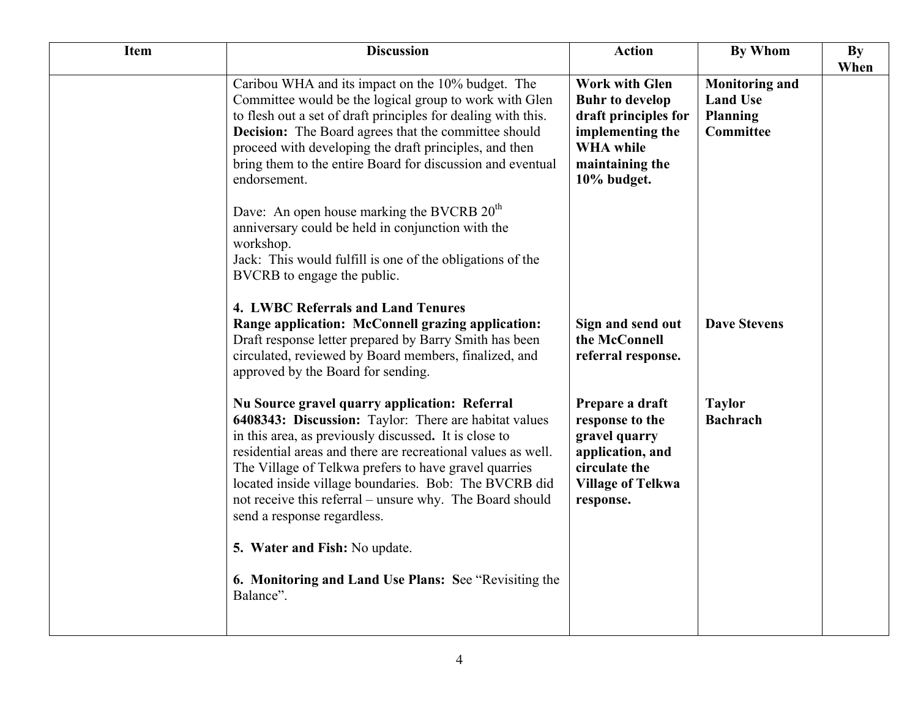| Item | Discussion | Action | By Whom | By When |
| --- | --- | --- | --- | --- |
| | Caribou WHA and its impact on the 10% budget. The Committee would be the logical group to work with Glen to flesh out a set of draft principles for dealing with this. **Decision:** The Board agrees that the committee should proceed with developing the draft principles, and then bring them to the entire Board for discussion and eventual endorsement.<br><br>Dave: An open house marking the BVCRB 20th anniversary could be held in conjunction with the workshop.<br>Jack: This would fulfill is one of the obligations of the BVCRB to engage the public.<br><br>**4. LWBC Referrals and Land Tenures**<br>**Range application: McConnell grazing application:** Draft response letter prepared by Barry Smith has been circulated, reviewed by Board members, finalized, and approved by the Board for sending.<br><br>**Nu Source gravel quarry application: Referral 6408343: Discussion:** Taylor: There are habitat values in this area, as previously discussed**.** It is close to residential areas and there are recreational values as well. The Village of Telkwa prefers to have gravel quarries located inside village boundaries. Bob: The BVCRB did not receive this referral – unsure why. The Board should send a response regardless.<br><br>**5. Water and Fish:** No update.<br><br>**6. Monitoring and Land Use Plans: S**ee "Revisiting the Balance". | **Work with Glen Buhr to develop draft principles for implementing the WHA while maintaining the 10% budget.**<br><br>**Sign and send out the McConnell referral response.**<br><br>**Prepare a draft response to the gravel quarry application, and circulate the Village of Telkwa response.** | **Monitoring and Land Use Planning Committee**<br><br>**Dave Stevens**<br><br>**Taylor Bachrach** | |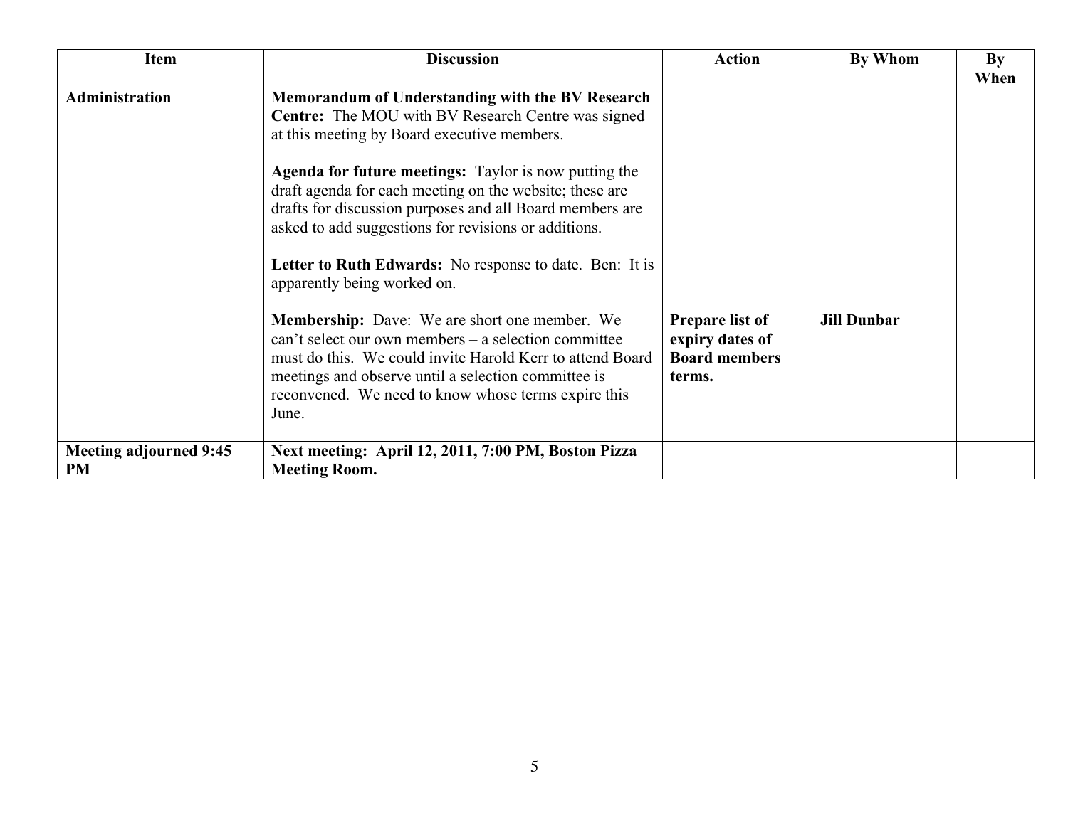| Item | Discussion | Action | By Whom | By When |
|---|---|---|---|---|
| **Administration** | **Memorandum of Understanding with the BV Research Centre:** The MOU with BV Research Centre was signed at this meeting by Board executive members.<br><br>**Agenda for future meetings:** Taylor is now putting the draft agenda for each meeting on the website; these are drafts for discussion purposes and all Board members are asked to add suggestions for revisions or additions.<br><br>**Letter to Ruth Edwards:** No response to date. Ben: It is apparently being worked on.<br><br>**Membership:** Dave: We are short one member. We can't select our own members – a selection committee must do this. We could invite Harold Kerr to attend Board meetings and observe until a selection committee is reconvened. We need to know whose terms expire this June. | **Prepare list of expiry dates of Board members terms.** | **Jill Dunbar** | |
| **Meeting adjourned 9:45 PM** | **Next meeting: April 12, 2011, 7:00 PM, Boston Pizza Meeting Room.** | | | |